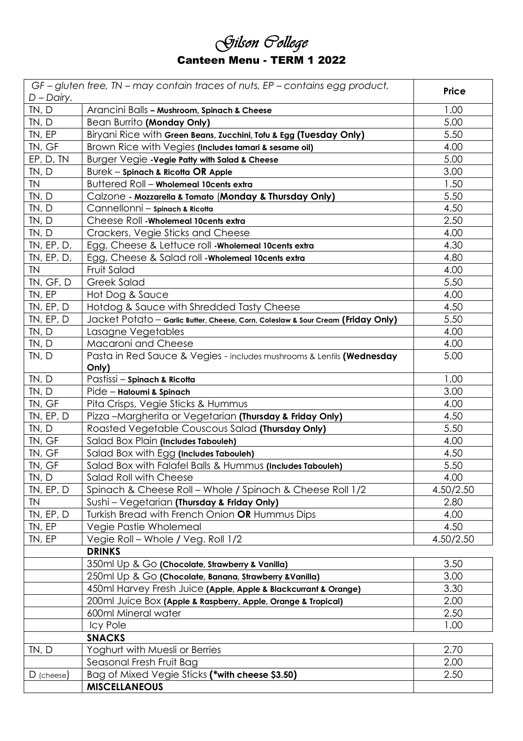# *Gilson College*

## Canteen Menu - TERM 1 2022

| *GF – gluten free, TN – may contain traces of nuts, EP – contains egg product, D – Dairy.* | | **Price** |
|---|---|---|
| TN, D | Arancini Balls **– Mushroom, Spinach & Cheese** | 1.00 |
| TN, D | Bean Burrito **(Monday Only)** | 5.00 |
| TN, EP | Biryani Rice with **Green Beans, Zucchini, Tofu & Egg (Tuesday Only)** | 5.50 |
| TN, GF | Brown Rice with Vegies **(Includes tamari & sesame oil)** | 4.00 |
| EP, D, TN | Burger Vegie **-Vegie Patty with Salad & Cheese** | 5.00 |
| TN, D | Burek – **Spinach & Ricotta OR Apple** | 3.00 |
| TN | Buttered Roll – **Wholemeal 10cents extra** | 1.50 |
| TN, D | Calzone **- Mozzarella & Tomato (Monday & Thursday Only)** | 5.50 |
| TN, D | Cannellonni – **Spinach & Ricotta** | 4.50 |
| TN, D | Cheese Roll **-Wholemeal 10cents extra** | 2.50 |
| TN, D | Crackers, Vegie Sticks and Cheese | 4.00 |
| TN, EP, D, | Egg, Cheese & Lettuce roll **-Wholemeal 10cents extra** | 4.30 |
| TN, EP, D, | Egg, Cheese & Salad roll **-Wholemeal 10cents extra** | 4.80 |
| TN | Fruit Salad | 4.00 |
| TN, GF, D | Greek Salad | 5.50 |
| TN, EP | Hot Dog & Sauce | 4.00 |
| TN, EP, D | Hotdog & Sauce with Shredded Tasty Cheese | 4.50 |
| TN, EP, D | Jacket Potato – **Garlic Butter, Cheese, Corn, Coleslaw & Sour Cream (Friday Only)** | 5.50 |
| TN, D | Lasagne Vegetables | 4.00 |
| TN, D | Macaroni and Cheese | 4.00 |
| TN, D | Pasta in Red Sauce & Vegies - includes mushrooms & Lentils **(Wednesday Only)** | 5.00 |
| TN, D | Pastissi – **Spinach & Ricotta** | 1.00 |
| TN, D | Pide – **Haloumi & Spinach** | 3.00 |
| TN, GF | Pita Crisps, Vegie Sticks & Hummus | 4.00 |
| TN, EP, D | Pizza –Margherita or Vegetarian **(Thursday & Friday Only)** | 4.50 |
| TN, D | Roasted Vegetable Couscous Salad **(Thursday Only)** | 5.50 |
| TN, GF | Salad Box Plain **(Includes Tabouleh)** | 4.00 |
| TN, GF | Salad Box with Egg **(Includes Tabouleh)** | 4.50 |
| TN, GF | Salad Box with Falafel Balls & Hummus **(Includes Tabouleh)** | 5.50 |
| TN, D | Salad Roll with Cheese | 4.00 |
| TN, EP, D | Spinach & Cheese Roll – Whole **/** Spinach & Cheese Roll 1/2 | 4.50/2.50 |
| TN | Sushi – Vegetarian **(Thursday & Friday Only)** | 2.80 |
| TN, EP, D | Turkish Bread with French Onion **OR** Hummus Dips | 4.00 |
| TN, EP | Vegie Pastie Wholemeal | 4.50 |
| TN, EP | Vegie Roll – Whole **/** Veg. Roll 1/2 | 4.50/2.50 |
| | **DRINKS** | |
| | 350ml Up & Go **(Chocolate, Strawberry & Vanilla)** | 3.50 |
| | 250ml Up & Go **(Chocolate, Banana, Strawberry &Vanilla)** | 3.00 |
| | 450ml Harvey Fresh Juice **(Apple, Apple & Blackcurrant & Orange)** | 3.30 |
| | 200ml Juice Box **(Apple & Raspberry, Apple, Orange & Tropical)** | 2.00 |
| | 600ml Mineral water | 2.50 |
| | Icy Pole | 1.00 |
| | **SNACKS** | |
| TN, D | Yoghurt with Muesli or Berries | 2.70 |
| | Seasonal Fresh Fruit Bag | 2.00 |
| D (cheese) | Bag of Mixed Vegie Sticks **(*with cheese $3.50)** | 2.50 |
| | **MISCELLANEOUS** | |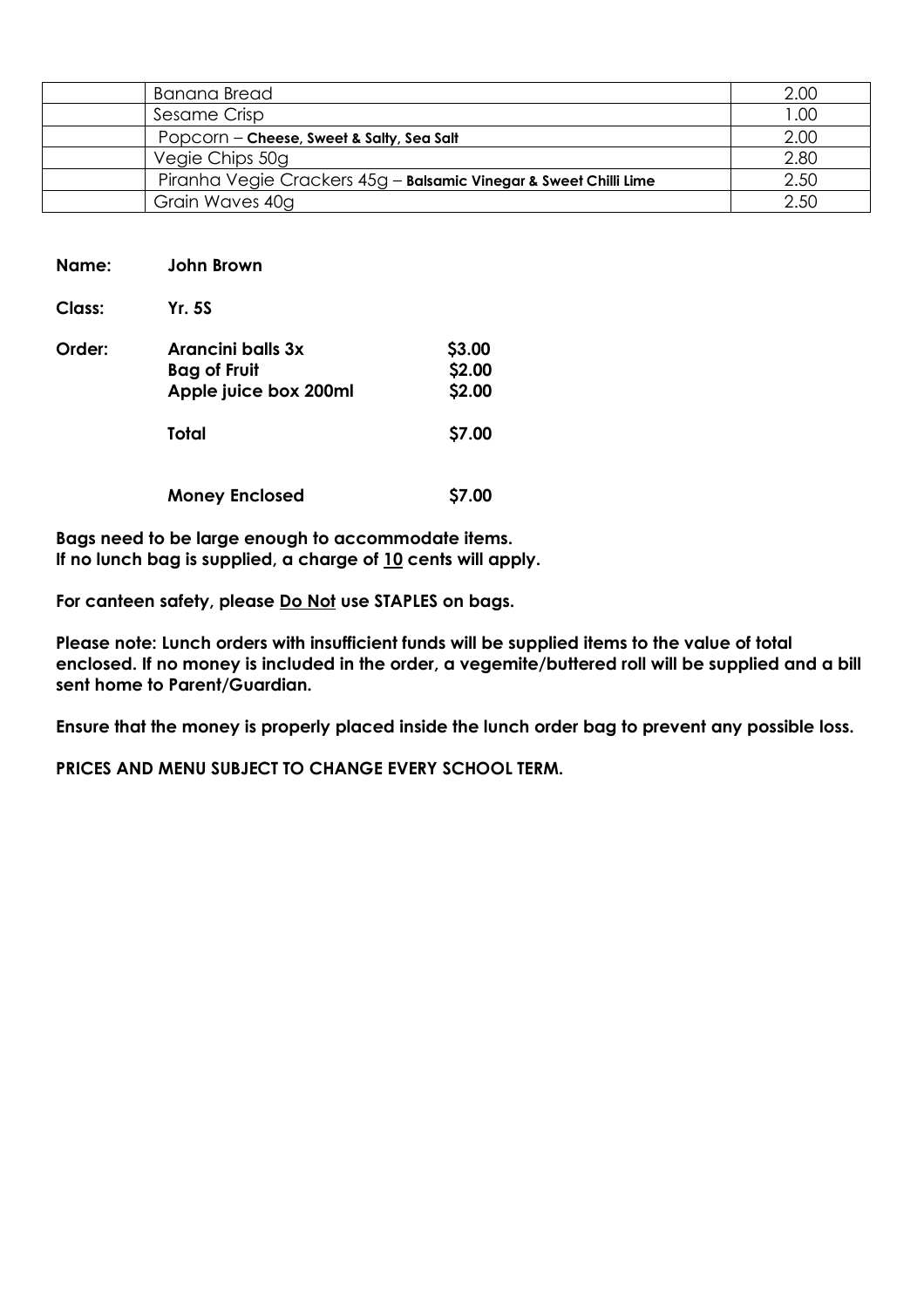| | | |
|---|---|---|
| | Banana Bread | 2.00 |
| | Sesame Crisp | 1.00 |
| | Popcorn – **Cheese, Sweet & Salty, Sea Salt** | 2.00 |
| | Vegie Chips 50g | 2.80 |
| | Piranha Vegie Crackers 45g – **Balsamic Vinegar & Sweet Chilli Lime** | 2.50 |
| | Grain Waves 40g | 2.50 |

**Name:** **John Brown**

**Class:** **Yr. 5S**

**Order:**

| | |
|---|---|
| **Arancini balls 3x** | **$3.00** |
| **Bag of Fruit** | **$2.00** |
| **Apple juice box 200ml** | **$2.00** |
| **Total** | **$7.00** |
| **Money Enclosed** | **$7.00** |

**Bags need to be large enough to accommodate items.**
**If no lunch bag is supplied, a charge of 10 cents will apply.**

**For canteen safety, please Do Not use STAPLES on bags.**

**Please note: Lunch orders with insufficient funds will be supplied items to the value of total enclosed. If no money is included in the order, a vegemite/buttered roll will be supplied and a bill sent home to Parent/Guardian.**

**Ensure that the money is properly placed inside the lunch order bag to prevent any possible loss.**

**PRICES AND MENU SUBJECT TO CHANGE EVERY SCHOOL TERM.**